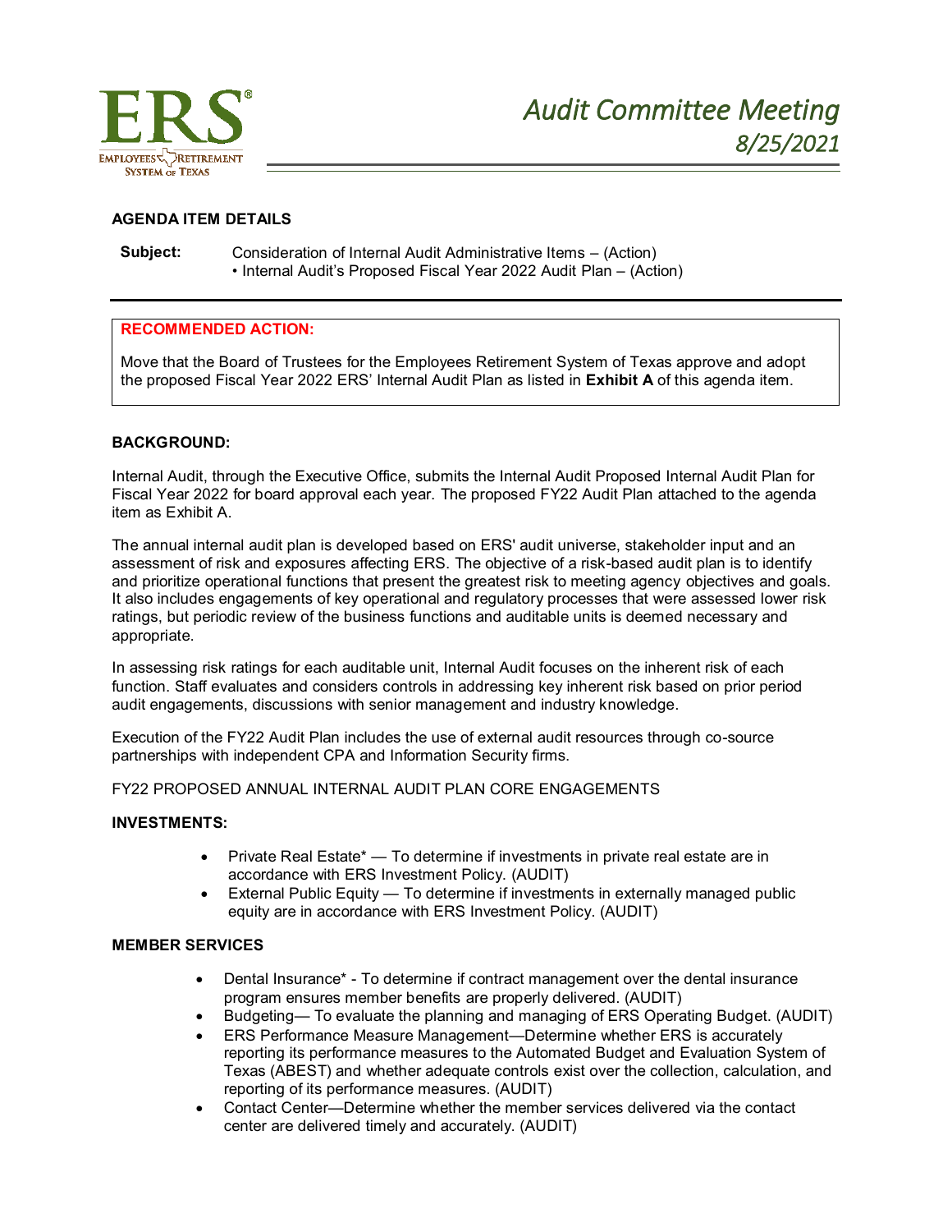# Audit Committee Meeting

## 8/25/2021

**AGENDA ITEM DETAILS**

**Subject:** Consideration of Internal Audit Administrative Items – (Action)
• Internal Audit's Proposed Fiscal Year 2022 Audit Plan – (Action)

---

**RECOMMENDED ACTION:**

Move that the Board of Trustees for the Employees Retirement System of Texas approve and adopt the proposed Fiscal Year 2022 ERS' Internal Audit Plan as listed in **Exhibit A** of this agenda item.

**BACKGROUND:**

Internal Audit, through the Executive Office, submits the Internal Audit Proposed Internal Audit Plan for Fiscal Year 2022 for board approval each year. The proposed FY22 Audit Plan attached to the agenda item as Exhibit A.

The annual internal audit plan is developed based on ERS' audit universe, stakeholder input and an assessment of risk and exposures affecting ERS. The objective of a risk-based audit plan is to identify and prioritize operational functions that present the greatest risk to meeting agency objectives and goals. It also includes engagements of key operational and regulatory processes that were assessed lower risk ratings, but periodic review of the business functions and auditable units is deemed necessary and appropriate.

In assessing risk ratings for each auditable unit, Internal Audit focuses on the inherent risk of each function. Staff evaluates and considers controls in addressing key inherent risk based on prior period audit engagements, discussions with senior management and industry knowledge.

Execution of the FY22 Audit Plan includes the use of external audit resources through co-source partnerships with independent CPA and Information Security firms.

FY22 PROPOSED ANNUAL INTERNAL AUDIT PLAN CORE ENGAGEMENTS

**INVESTMENTS:**

- Private Real Estate* — To determine if investments in private real estate are in accordance with ERS Investment Policy. (AUDIT)
- External Public Equity — To determine if investments in externally managed public equity are in accordance with ERS Investment Policy. (AUDIT)

**MEMBER SERVICES**

- Dental Insurance* - To determine if contract management over the dental insurance program ensures member benefits are properly delivered. (AUDIT)
- Budgeting— To evaluate the planning and managing of ERS Operating Budget. (AUDIT)
- ERS Performance Measure Management—Determine whether ERS is accurately reporting its performance measures to the Automated Budget and Evaluation System of Texas (ABEST) and whether adequate controls exist over the collection, calculation, and reporting of its performance measures. (AUDIT)
- Contact Center—Determine whether the member services delivered via the contact center are delivered timely and accurately. (AUDIT)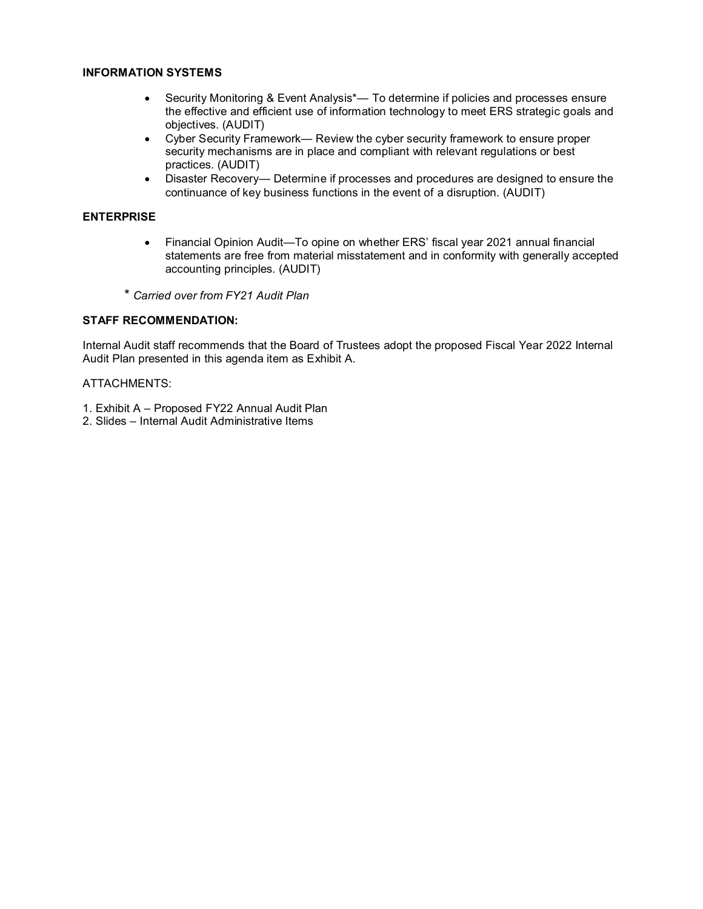**INFORMATION SYSTEMS**

- Security Monitoring & Event Analysis*— To determine if policies and processes ensure the effective and efficient use of information technology to meet ERS strategic goals and objectives. (AUDIT)
- Cyber Security Framework— Review the cyber security framework to ensure proper security mechanisms are in place and compliant with relevant regulations or best practices. (AUDIT)
- Disaster Recovery— Determine if processes and procedures are designed to ensure the continuance of key business functions in the event of a disruption. (AUDIT)

**ENTERPRISE**

- Financial Opinion Audit—To opine on whether ERS' fiscal year 2021 annual financial statements are free from material misstatement and in conformity with generally accepted accounting principles. (AUDIT)

\* *Carried over from FY21 Audit Plan*

**STAFF RECOMMENDATION:**

Internal Audit staff recommends that the Board of Trustees adopt the proposed Fiscal Year 2022 Internal Audit Plan presented in this agenda item as Exhibit A.

ATTACHMENTS:

1. Exhibit A – Proposed FY22 Annual Audit Plan
2. Slides – Internal Audit Administrative Items